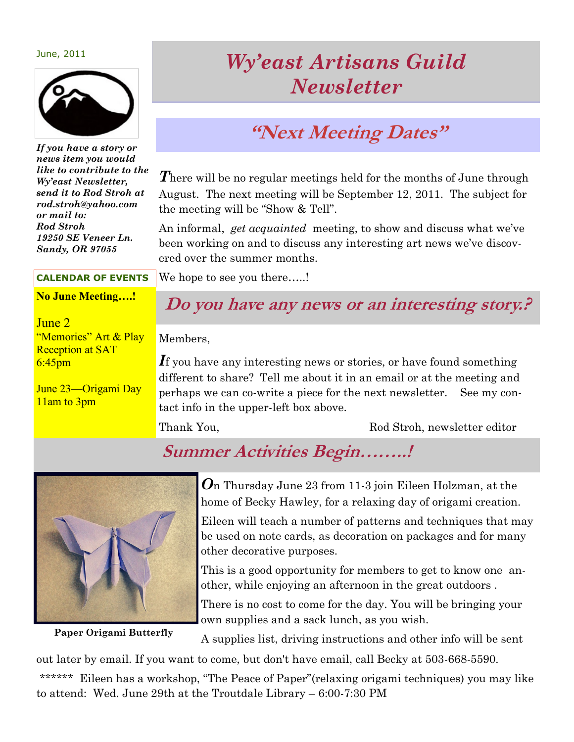June, 2011

*If you have a story or news item you would like to contribute to the Wy'east Newsletter, send it to Rod Stroh at rod.stroh@yahoo.com or mail to:*
*Rod Stroh*
*19250 SE Veneer Ln.*
*Sandy, OR 97055*

**CALENDAR OF EVENTS**

**No June Meeting….!**

June 2
"Memories" Art & Play Reception at SAT 6:45pm

June 23—Origami Day 11am to 3pm

# Wy'east Artisans Guild Newsletter

## "Next Meeting Dates"

There will be no regular meetings held for the months of June through August. The next meeting will be September 12, 2011. The subject for the meeting will be "Show & Tell".

An informal, *get acquainted* meeting, to show and discuss what we've been working on and to discuss any interesting art news we've discovered over the summer months.

We hope to see you there…..!

## Do you have any news or an interesting story.?

Members,

If you have any interesting news or stories, or have found something different to share? Tell me about it in an email or at the meeting and perhaps we can co-write a piece for the next newsletter. See my contact info in the upper-left box above.

Thank You, Rod Stroh, newsletter editor

## Summer Activities Begin……..!

**Paper Origami Butterfly**

On Thursday June 23 from 11-3 join Eileen Holzman, at the home of Becky Hawley, for a relaxing day of origami creation.

Eileen will teach a number of patterns and techniques that may be used on note cards, as decoration on packages and for many other decorative purposes.

This is a good opportunity for members to get to know one another, while enjoying an afternoon in the great outdoors .

There is no cost to come for the day. You will be bringing your own supplies and a sack lunch, as you wish.

A supplies list, driving instructions and other info will be sent out later by email. If you want to come, but don't have email, call Becky at 503-668-5590.

****** Eileen has a workshop, "The Peace of Paper"(relaxing origami techniques) you may like to attend: Wed. June 29th at the Troutdale Library – 6:00-7:30 PM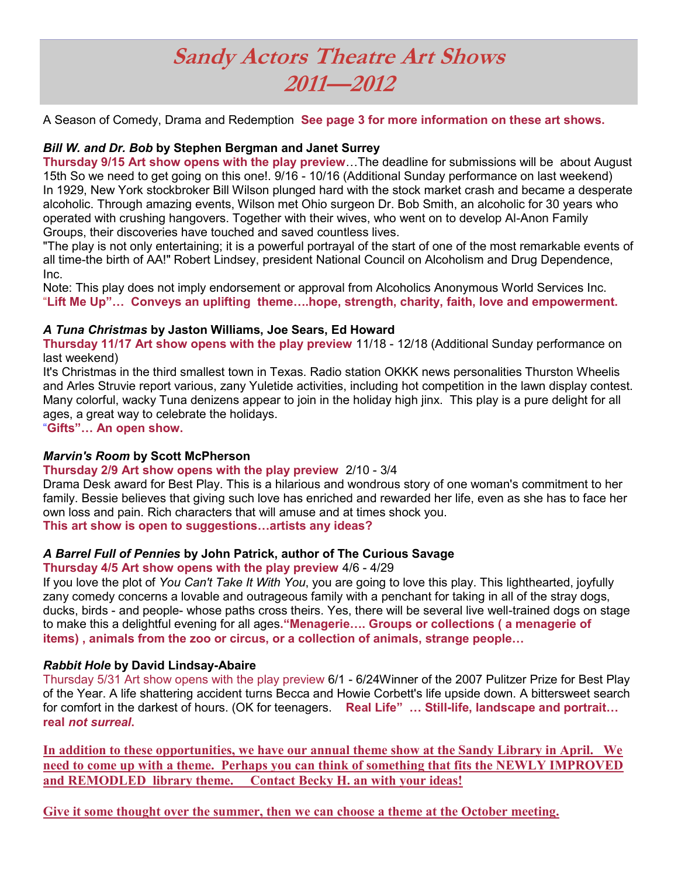# *Sandy Actors Theatre Art Shows 2011—2012*

A Season of Comedy, Drama and Redemption **See page 3 for more information on these art shows.**

***Bill W. and Dr. Bob*** **by Stephen Bergman and Janet Surrey**

**Thursday 9/15 Art show opens with the play preview**…The deadline for submissions will be about August 15th So we need to get going on this one!. 9/16 - 10/16 (Additional Sunday performance on last weekend)
In 1929, New York stockbroker Bill Wilson plunged hard with the stock market crash and became a desperate alcoholic. Through amazing events, Wilson met Ohio surgeon Dr. Bob Smith, an alcoholic for 30 years who operated with crushing hangovers. Together with their wives, who went on to develop Al-Anon Family Groups, their discoveries have touched and saved countless lives.
"The play is not only entertaining; it is a powerful portrayal of the start of one of the most remarkable events of all time-the birth of AA!" Robert Lindsey, president National Council on Alcoholism and Drug Dependence, Inc.
Note: This play does not imply endorsement or approval from Alcoholics Anonymous World Services Inc.
**"Lift Me Up"… Conveys an uplifting theme….hope, strength, charity, faith, love and empowerment.**

***A Tuna Christmas*** **by Jaston Williams, Joe Sears, Ed Howard**

**Thursday 11/17 Art show opens with the play preview** 11/18 - 12/18 (Additional Sunday performance on last weekend)
It's Christmas in the third smallest town in Texas. Radio station OKKK news personalities Thurston Wheelis and Arles Struvie report various, zany Yuletide activities, including hot competition in the lawn display contest. Many colorful, wacky Tuna denizens appear to join in the holiday high jinx. This play is a pure delight for all ages, a great way to celebrate the holidays.
**"Gifts"… An open show.**

***Marvin's Room*** **by Scott McPherson**

**Thursday 2/9 Art show opens with the play preview** 2/10 - 3/4
Drama Desk award for Best Play. This is a hilarious and wondrous story of one woman's commitment to her family. Bessie believes that giving such love has enriched and rewarded her life, even as she has to face her own loss and pain. Rich characters that will amuse and at times shock you.
**This art show is open to suggestions…artists any ideas?**

***A Barrel Full of Pennies*** **by John Patrick, author of The Curious Savage**

**Thursday 4/5 Art show opens with the play preview** 4/6 - 4/29
If you love the plot of *You Can't Take It With You*, you are going to love this play. This lighthearted, joyfully zany comedy concerns a lovable and outrageous family with a penchant for taking in all of the stray dogs, ducks, birds - and people- whose paths cross theirs. Yes, there will be several live well-trained dogs on stage to make this a delightful evening for all ages.**"Menagerie…. Groups or collections ( a menagerie of items) , animals from the zoo or circus, or a collection of animals, strange people…**

***Rabbit Hole*** **by David Lindsay-Abaire**

Thursday 5/31 Art show opens with the play preview 6/1 - 6/24Winner of the 2007 Pulitzer Prize for Best Play of the Year. A life shattering accident turns Becca and Howie Corbett's life upside down. A bittersweet search for comfort in the darkest of hours. (OK for teenagers. **Real Life" … Still-life, landscape and portrait… real *not surreal*.**

**In addition to these opportunities, we have our annual theme show at the Sandy Library in April. We need to come up with a theme. Perhaps you can think of something that fits the NEWLY IMPROVED and REMODLED library theme. Contact Becky H. an with your ideas!**

**Give it some thought over the summer, then we can choose a theme at the October meeting.**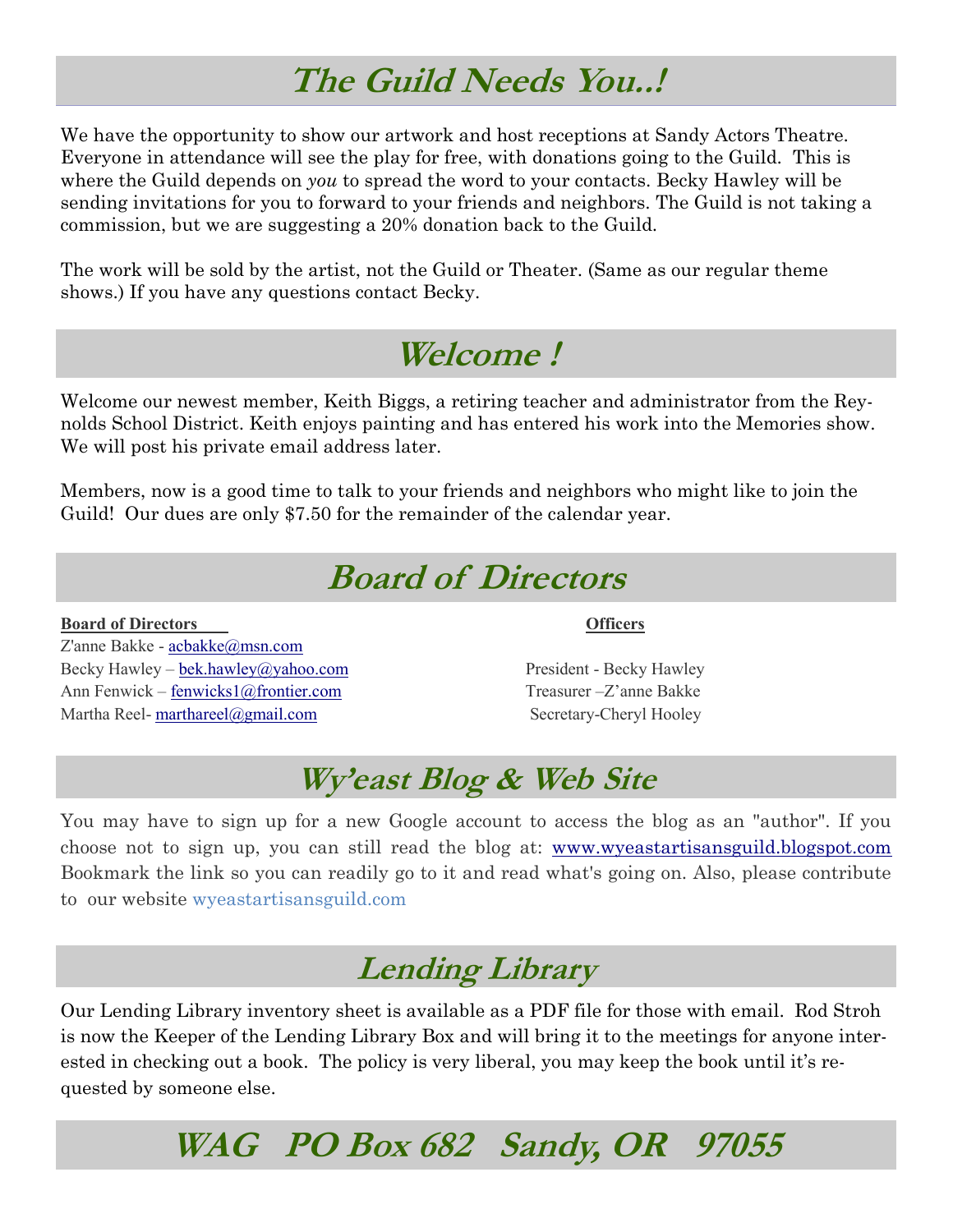## The Guild Needs You..!

We have the opportunity to show our artwork and host receptions at Sandy Actors Theatre. Everyone in attendance will see the play for free, with donations going to the Guild. This is where the Guild depends on *you* to spread the word to your contacts. Becky Hawley will be sending invitations for you to forward to your friends and neighbors. The Guild is not taking a commission, but we are suggesting a 20% donation back to the Guild.

The work will be sold by the artist, not the Guild or Theater. (Same as our regular theme shows.) If you have any questions contact Becky.

## Welcome !

Welcome our newest member, Keith Biggs, a retiring teacher and administrator from the Reynolds School District. Keith enjoys painting and has entered his work into the Memories show. We will post his private email address later.

Members, now is a good time to talk to your friends and neighbors who might like to join the Guild! Our dues are only $7.50 for the remainder of the calendar year.

## Board of Directors

**Board of Directors**

Z'anne Bakke - acbakke@msn.com
Becky Hawley – bek.hawley@yahoo.com
Ann Fenwick – fenwicks1@frontier.com
Martha Reel- marthareel@gmail.com

**Officers**

President - Becky Hawley
Treasurer –Z'anne Bakke
Secretary-Cheryl Hooley

## Wy'east Blog & Web Site

You may have to sign up for a new Google account to access the blog as an "author". If you choose not to sign up, you can still read the blog at: www.wyeastartisansguild.blogspot.com Bookmark the link so you can readily go to it and read what's going on. Also, please contribute to our website wyeastartisansguild.com

## Lending Library

Our Lending Library inventory sheet is available as a PDF file for those with email. Rod Stroh is now the Keeper of the Lending Library Box and will bring it to the meetings for anyone interested in checking out a book. The policy is very liberal, you may keep the book until it's requested by someone else.

## WAG PO Box 682 Sandy, OR 97055